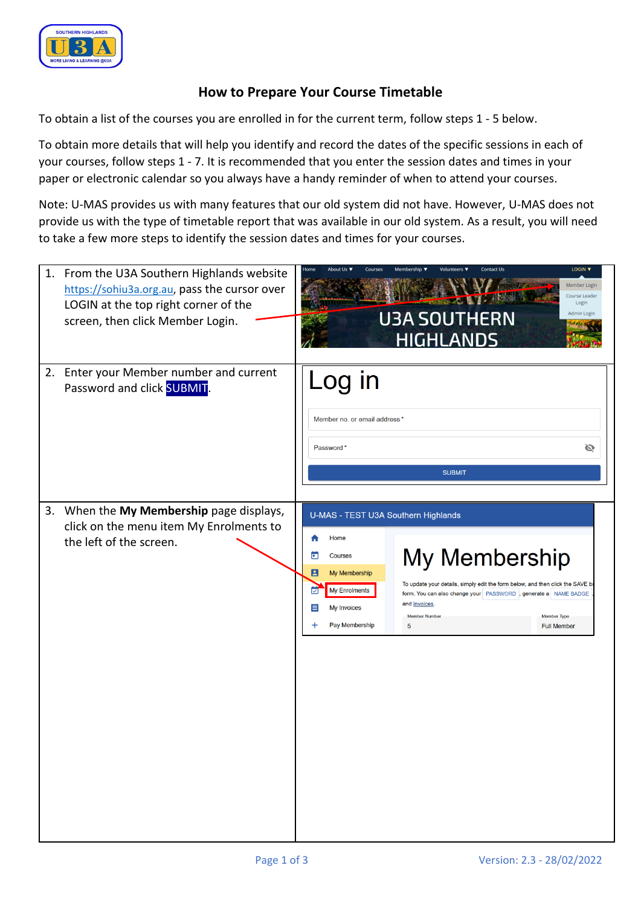# How to Prepare Your Course Timetable

To obtain a list of the courses you are enrolled in for the current term, follow steps 1 - 5 below.

To obtain more details that will help you identify and record the dates of the specific sessions in each of your courses, follow steps 1 - 7. It is recommended that you enter the session dates and times in your paper or electronic calendar so you always have a handy reminder of when to attend your courses.

Note: U-MAS provides us with many features that our old system did not have. However, U-MAS does not provide us with the type of timetable report that was available in our old system. As a result, you will need to take a few more steps to identify the session dates and times for your courses.

1. From the U3A Southern Highlands website https://sohiu3a.org.au, pass the cursor over LOGIN at the top right corner of the screen, then click Member Login.

2. Enter your Member number and current Password and click **SUBMIT**.

3. When the **My Membership** page displays, click on the menu item My Enrolments to the left of the screen.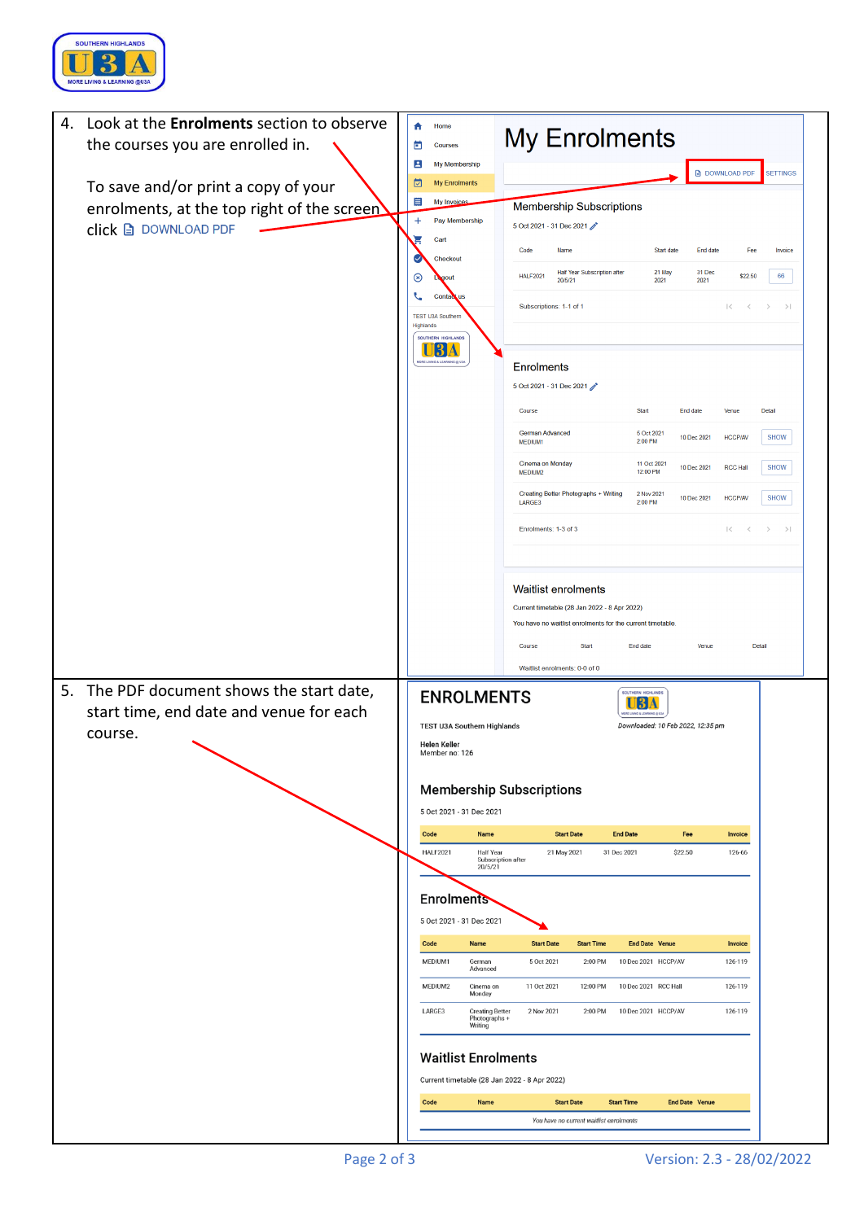4. Look at the **Enrolments** section to observe the courses you are enrolled in.

   To save and/or print a copy of your enrolments, at the top right of the screen click DOWNLOAD PDF

5. The PDF document shows the start date, start time, end date and venue for each course.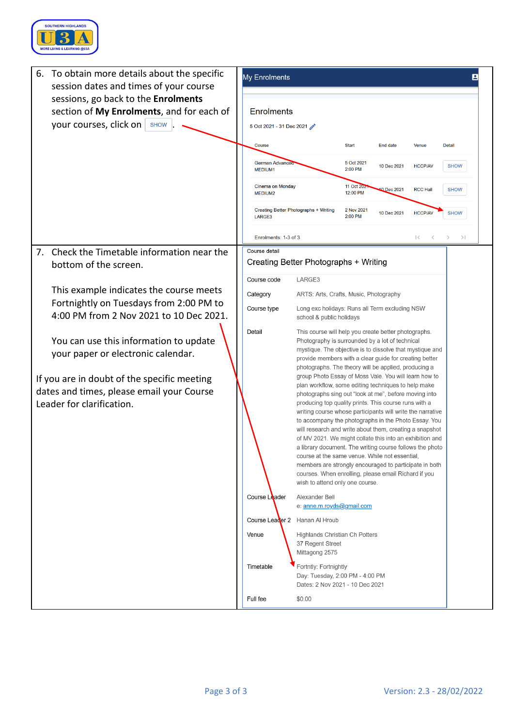6. To obtain more details about the specific session dates and times of your course sessions, go back to the **Enrolments** section of **My Enrolments**, and for each of your courses, click on SHOW.

My Enrolments

Enrolments

5 Oct 2021 - 31 Dec 2021

| Course | Start | End date | Venue | Detail |
| --- | --- | --- | --- | --- |
| German Advanced MEDIUM1 | 5 Oct 2021 2:00 PM | 10 Dec 2021 | HCCP/AV | SHOW |
| Cinema on Monday MEDIUM2 | 11 Oct 2021 12:00 PM | 10 Dec 2021 | RCC Hall | SHOW |
| Creating Better Photographs + Writing LARGE3 | 2 Nov 2021 2:00 PM | 10 Dec 2021 | HCCP/AV | SHOW |

Enrolments: 1-3 of 3

7. Check the Timetable information near the bottom of the screen.

   This example indicates the course meets Fortnightly on Tuesdays from 2:00 PM to 4:00 PM from 2 Nov 2021 to 10 Dec 2021.

   You can use this information to update your paper or electronic calendar.

If you are in doubt of the specific meeting dates and times, please email your Course Leader for clarification.

Course detail

Creating Better Photographs + Writing

| | |
| --- | --- |
| Course code | LARGE3 |
| Category | ARTS: Arts, Crafts, Music, Photography |
| Course type | Long exc holidays: Runs all Term excluding NSW school & public holidays |
| Detail | This course will help you create better photographs. Photography is surrounded by a lot of technical mystique. The objective is to dissolve that mystique and provide members with a clear guide for creating better photographs. The theory will be applied, producing a group Photo Essay of Moss Vale. You will learn how to plan workflow, some editing techniques to help make photographs sing out "look at me", before moving into producing top quality prints. This course runs with a writing course whose participants will write the narrative to accompany the photographs in the Photo Essay. You will research and write about them, creating a snapshot of MV 2021. We might collate this into an exhibition and a library document. The writing course follows the photo course at the same venue. While not essential, members are strongly encouraged to participate in both courses. When enrolling, please email Richard if you wish to attend only one course. |
| Course Leader | Alexander Bell<br>e: anne.m.royds@gmail.com |
| Course Leader 2 | Hanan Al Hroub |
| Venue | Highlands Christian Ch Potters<br>37 Regent Street<br>Mittagong 2575 |
| Timetable | Fortntly: Fortnightly<br>Day: Tuesday, 2:00 PM - 4:00 PM<br>Dates: 2 Nov 2021 - 10 Dec 2021 |
| Full fee | $0.00 |

Version: 2.3 - 28/02/2022